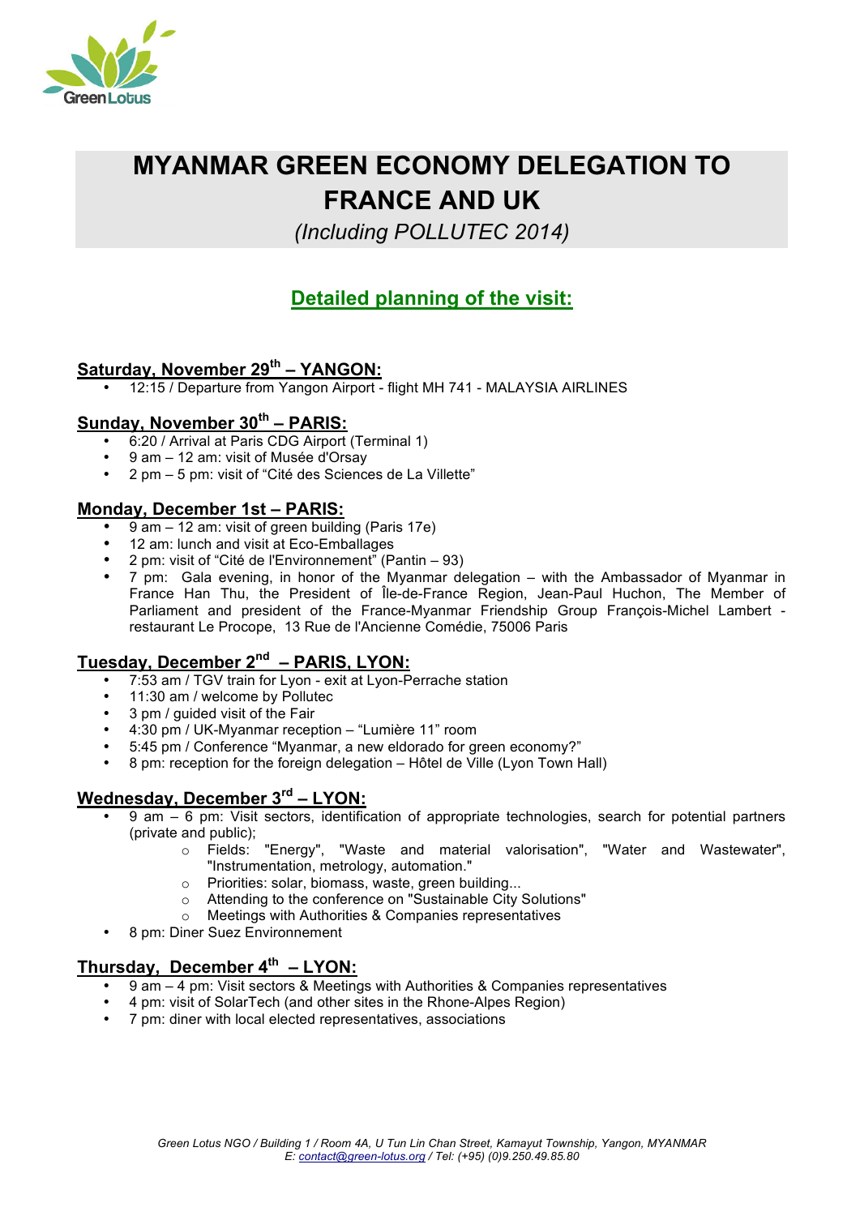Green Lotus

# MYANMAR GREEN ECONOMY DELEGATION TO FRANCE AND UK

*(Including POLLUTEC 2014)*

## Detailed planning of the visit:

### Saturday, November 29th – YANGON:

- 12:15 / Departure from Yangon Airport - flight MH 741 - MALAYSIA AIRLINES

### Sunday, November 30th – PARIS:

- 6:20 / Arrival at Paris CDG Airport (Terminal 1)
- 9 am – 12 am: visit of Musée d'Orsay
- 2 pm – 5 pm: visit of "Cité des Sciences de La Villette"

### Monday, December 1st – PARIS:

- 9 am – 12 am: visit of green building (Paris 17e)
- 12 am: lunch and visit at Eco-Emballages
- 2 pm: visit of "Cité de l'Environnement" (Pantin – 93)
- 7 pm: Gala evening, in honor of the Myanmar delegation – with the Ambassador of Myanmar in France Han Thu, the President of Île-de-France Region, Jean-Paul Huchon, The Member of Parliament and president of the France-Myanmar Friendship Group François-Michel Lambert - restaurant Le Procope, 13 Rue de l'Ancienne Comédie, 75006 Paris

### Tuesday, December 2nd – PARIS, LYON:

- 7:53 am / TGV train for Lyon - exit at Lyon-Perrache station
- 11:30 am / welcome by Pollutec
- 3 pm / guided visit of the Fair
- 4:30 pm / UK-Myanmar reception – "Lumière 11" room
- 5:45 pm / Conference "Myanmar, a new eldorado for green economy?"
- 8 pm: reception for the foreign delegation – Hôtel de Ville (Lyon Town Hall)

### Wednesday, December 3rd – LYON:

- 9 am – 6 pm: Visit sectors, identification of appropriate technologies, search for potential partners (private and public);
  - Fields: "Energy", "Waste and material valorisation", "Water and Wastewater", "Instrumentation, metrology, automation."
  - Priorities: solar, biomass, waste, green building...
  - Attending to the conference on "Sustainable City Solutions"
  - Meetings with Authorities & Companies representatives
- 8 pm: Diner Suez Environnement

### Thursday, December 4th – LYON:

- 9 am – 4 pm: Visit sectors & Meetings with Authorities & Companies representatives
- 4 pm: visit of SolarTech (and other sites in the Rhone-Alpes Region)
- 7 pm: diner with local elected representatives, associations

*Green Lotus NGO / Building 1 / Room 4A, U Tun Lin Chan Street, Kamayut Township, Yangon, MYANMAR*
*E: contact@green-lotus.org / Tel: (+95) (0)9.250.49.85.80*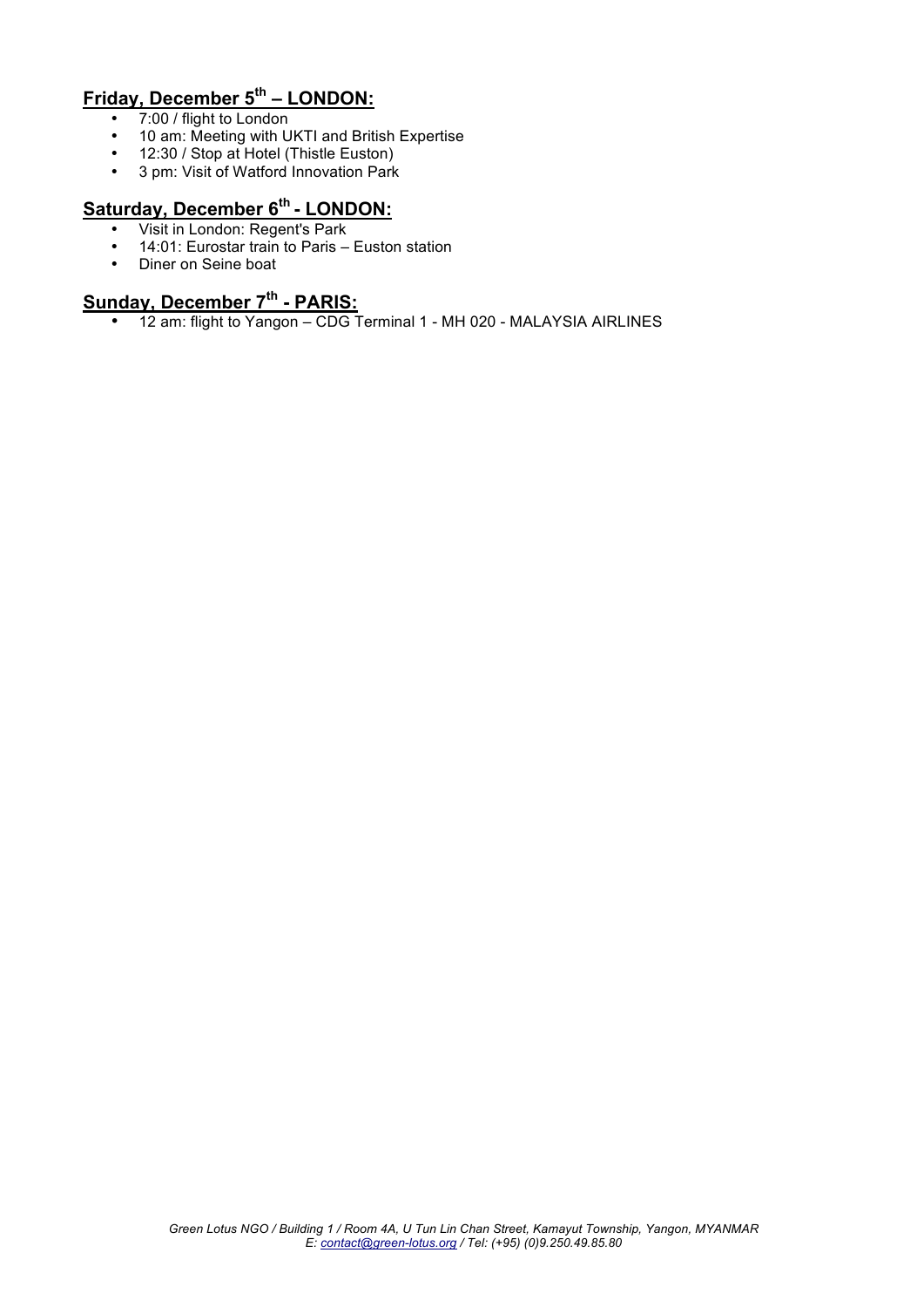## Friday, December 5th – LONDON:

- 7:00 / flight to London
- 10 am: Meeting with UKTI and British Expertise
- 12:30 / Stop at Hotel (Thistle Euston)
- 3 pm: Visit of Watford Innovation Park

## Saturday, December 6th - LONDON:

- Visit in London: Regent's Park
- 14:01: Eurostar train to Paris – Euston station
- Diner on Seine boat

## Sunday, December 7th - PARIS:

- 12 am: flight to Yangon – CDG Terminal 1 - MH 020 - MALAYSIA AIRLINES

*Green Lotus NGO / Building 1 / Room 4A, U Tun Lin Chan Street, Kamayut Township, Yangon, MYANMAR*
*E: contact@green-lotus.org / Tel: (+95) (0)9.250.49.85.80*